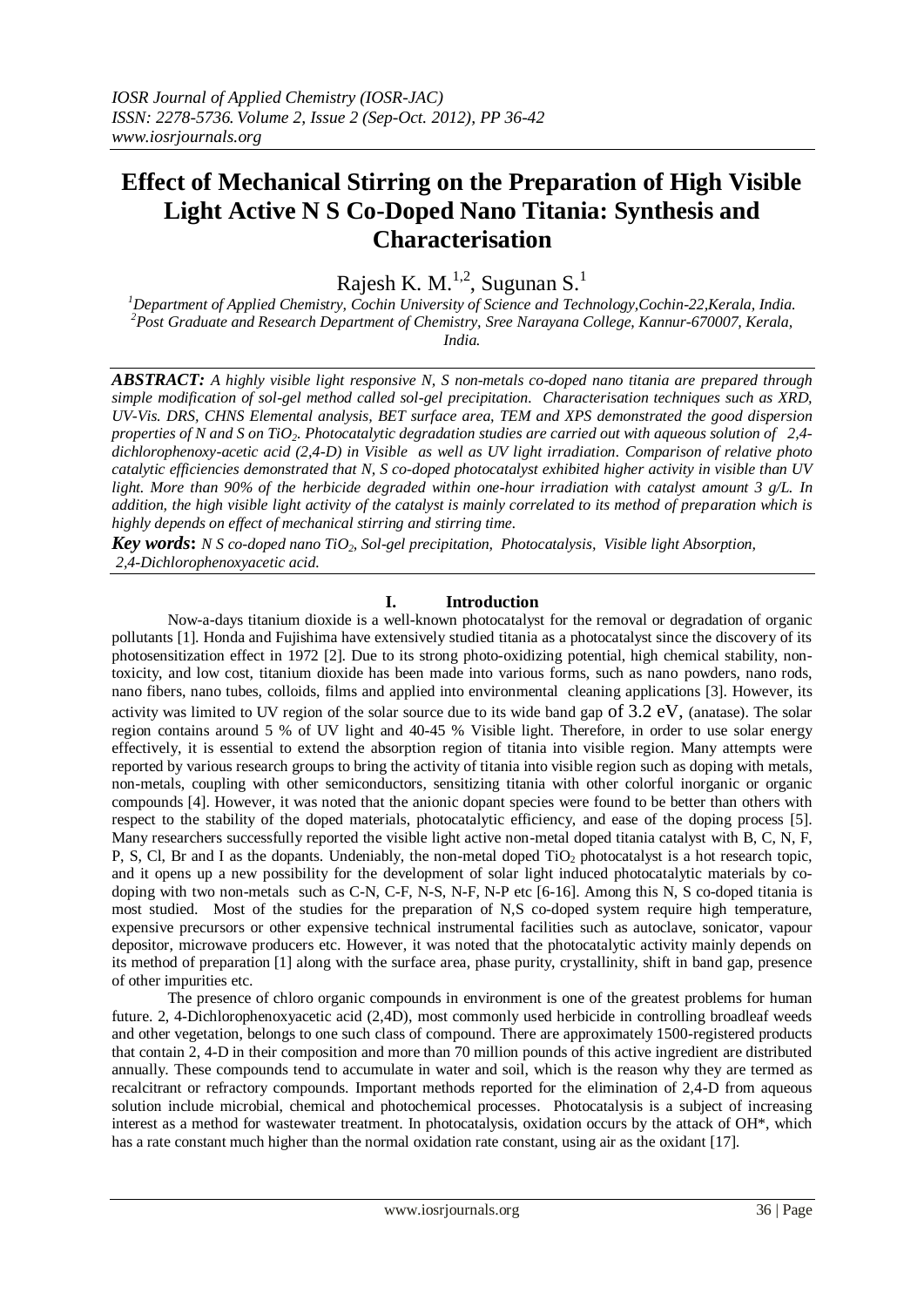# Effect of Mechanical Stirring on the Preparation of High Visible Light Active N S Co-Doped Nano Titania: Synthesis and Characterisation

Rajesh K. M.[1,2], Sugunan S.[1]

[1]*Department of Applied Chemistry, Cochin University of Science and Technology,Cochin-22,Kerala, India.*
[2]*Post Graduate and Research Department of Chemistry, Sree Narayana College, Kannur-670007, Kerala, India.*

***ABSTRACT:*** *A highly visible light responsive N, S non-metals co-doped nano titania are prepared through simple modification of sol-gel method called sol-gel precipitation. Characterisation techniques such as XRD, UV-Vis. DRS, CHNS Elemental analysis, BET surface area, TEM and XPS demonstrated the good dispersion properties of N and S on $TiO_2$. Photocatalytic degradation studies are carried out with aqueous solution of 2,4-dichlorophenoxy-acetic acid (2,4-D) in Visible as well as UV light irradiation. Comparison of relative photo catalytic efficiencies demonstrated that N, S co-doped photocatalyst exhibited higher activity in visible than UV light. More than 90% of the herbicide degraded within one-hour irradiation with catalyst amount 3 g/L. In addition, the high visible light activity of the catalyst is mainly correlated to its method of preparation which is highly depends on effect of mechanical stirring and stirring time.*

***Key words*****:** *N S co-doped nano $TiO_2$, Sol-gel precipitation, Photocatalysis, Visible light Absorption, 2,4-Dichlorophenoxyacetic acid.*

## I. Introduction

Now-a-days titanium dioxide is a well-known photocatalyst for the removal or degradation of organic pollutants [1]. Honda and Fujishima have extensively studied titania as a photocatalyst since the discovery of its photosensitization effect in 1972 [2]. Due to its strong photo-oxidizing potential, high chemical stability, non-toxicity, and low cost, titanium dioxide has been made into various forms, such as nano powders, nano rods, nano fibers, nano tubes, colloids, films and applied into environmental cleaning applications [3]. However, its activity was limited to UV region of the solar source due to its wide band gap of 3.2 eV, (anatase). The solar region contains around 5 % of UV light and 40-45 % Visible light. Therefore, in order to use solar energy effectively, it is essential to extend the absorption region of titania into visible region. Many attempts were reported by various research groups to bring the activity of titania into visible region such as doping with metals, non-metals, coupling with other semiconductors, sensitizing titania with other colorful inorganic or organic compounds [4]. However, it was noted that the anionic dopant species were found to be better than others with respect to the stability of the doped materials, photocatalytic efficiency, and ease of the doping process [5]. Many researchers successfully reported the visible light active non-metal doped titania catalyst with B, C, N, F, P, S, Cl, Br and I as the dopants. Undeniably, the non-metal doped $TiO_2$ photocatalyst is a hot research topic, and it opens up a new possibility for the development of solar light induced photocatalytic materials by co-doping with two non-metals such as C-N, C-F, N-S, N-F, N-P etc [6-16]. Among this N, S co-doped titania is most studied. Most of the studies for the preparation of N,S co-doped system require high temperature, expensive precursors or other expensive technical instrumental facilities such as autoclave, sonicator, vapour depositor, microwave producers etc. However, it was noted that the photocatalytic activity mainly depends on its method of preparation [1] along with the surface area, phase purity, crystallinity, shift in band gap, presence of other impurities etc.

The presence of chloro organic compounds in environment is one of the greatest problems for human future. 2, 4-Dichlorophenoxyacetic acid (2,4D), most commonly used herbicide in controlling broadleaf weeds and other vegetation, belongs to one such class of compound. There are approximately 1500-registered products that contain 2, 4-D in their composition and more than 70 million pounds of this active ingredient are distributed annually. These compounds tend to accumulate in water and soil, which is the reason why they are termed as recalcitrant or refractory compounds. Important methods reported for the elimination of 2,4-D from aqueous solution include microbial, chemical and photochemical processes. Photocatalysis is a subject of increasing interest as a method for wastewater treatment. In photocatalysis, oxidation occurs by the attack of OH*, which has a rate constant much higher than the normal oxidation rate constant, using air as the oxidant [17].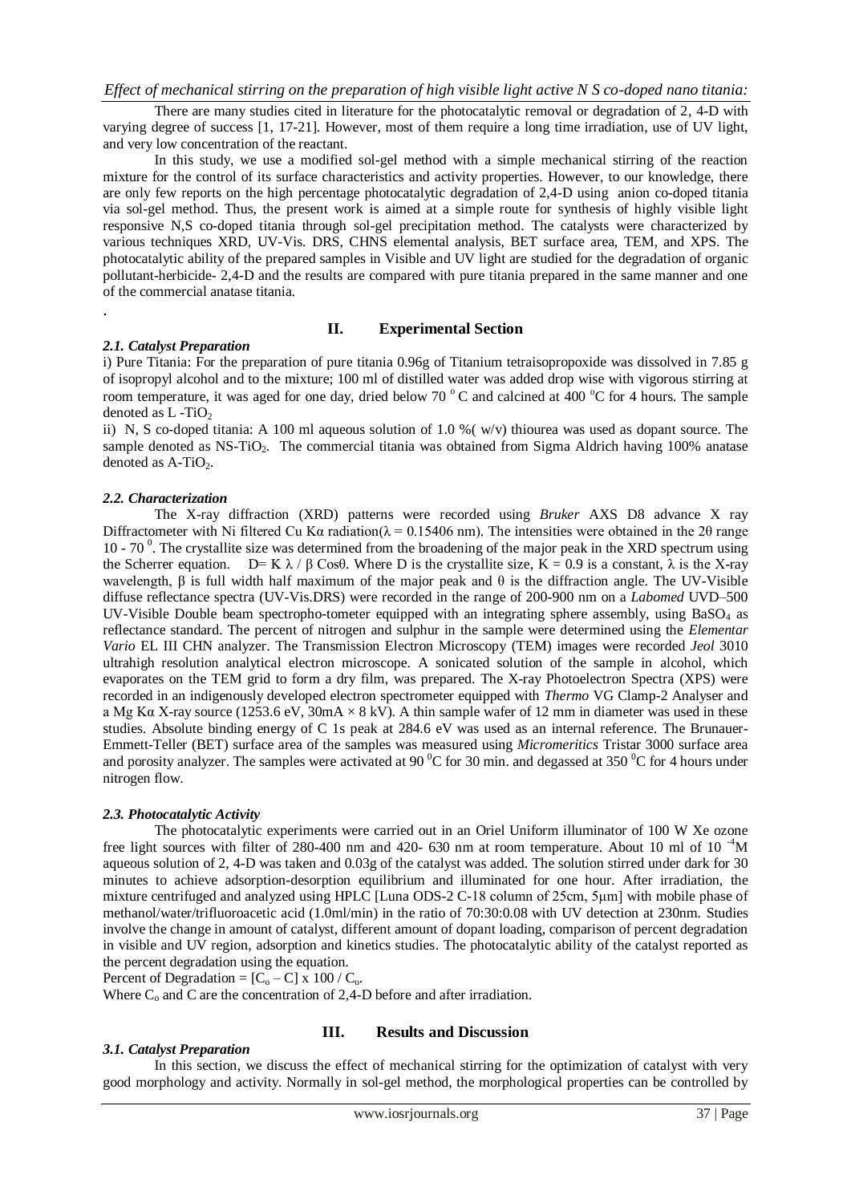There are many studies cited in literature for the photocatalytic removal or degradation of 2, 4-D with varying degree of success [1, 17-21]. However, most of them require a long time irradiation, use of UV light, and very low concentration of the reactant.

In this study, we use a modified sol-gel method with a simple mechanical stirring of the reaction mixture for the control of its surface characteristics and activity properties. However, to our knowledge, there are only few reports on the high percentage photocatalytic degradation of 2,4-D using anion co-doped titania via sol-gel method. Thus, the present work is aimed at a simple route for synthesis of highly visible light responsive N,S co-doped titania through sol-gel precipitation method. The catalysts were characterized by various techniques XRD, UV-Vis. DRS, CHNS elemental analysis, BET surface area, TEM, and XPS. The photocatalytic ability of the prepared samples in Visible and UV light are studied for the degradation of organic pollutant-herbicide- 2,4-D and the results are compared with pure titania prepared in the same manner and one of the commercial anatase titania.

.

## II. Experimental Section

### *2.1. Catalyst Preparation*

i) Pure Titania: For the preparation of pure titania 0.96g of Titanium tetraisopropoxide was dissolved in 7.85 g of isopropyl alcohol and to the mixture; 100 ml of distilled water was added drop wise with vigorous stirring at room temperature, it was aged for one day, dried below 70 °C and calcined at 400 °C for 4 hours. The sample denoted as L -$TiO_2$

ii) N, S co-doped titania: A 100 ml aqueous solution of 1.0 %( w/v) thiourea was used as dopant source. The sample denoted as NS-$TiO_2$. The commercial titania was obtained from Sigma Aldrich having 100% anatase denoted as A-$TiO_2$.

### *2.2. Characterization*

The X-ray diffraction (XRD) patterns were recorded using *Bruker* AXS D8 advance X ray Diffractometer with Ni filtered Cu Kα radiation($\lambda$ = 0.15406 nm). The intensities were obtained in the 2θ range 10 - 70 °. The crystallite size was determined from the broadening of the major peak in the XRD spectrum using the Scherrer equation. $D = K \lambda / \beta \cos\theta$. Where D is the crystallite size, K = 0.9 is a constant, $\lambda$ is the X-ray wavelength, $\beta$ is full width half maximum of the major peak and $\theta$ is the diffraction angle. The UV-Visible diffuse reflectance spectra (UV-Vis.DRS) were recorded in the range of 200-900 nm on a *Labomed* UVD–500 UV-Visible Double beam spectrophotometer equipped with an integrating sphere assembly, using $BaSO_4$ as reflectance standard. The percent of nitrogen and sulphur in the sample were determined using the *Elementar Vario* EL III CHN analyzer. The Transmission Electron Microscopy (TEM) images were recorded *Jeol* 3010 ultrahigh resolution analytical electron microscope. A sonicated solution of the sample in alcohol, which evaporates on the TEM grid to form a dry film, was prepared. The X-ray Photoelectron Spectra (XPS) were recorded in an indigenously developed electron spectrometer equipped with *Thermo* VG Clamp-2 Analyser and a Mg Kα X-ray source (1253.6 eV, 30mA × 8 kV). A thin sample wafer of 12 mm in diameter was used in these studies. Absolute binding energy of C 1s peak at 284.6 eV was used as an internal reference. The Brunauer-Emmett-Teller (BET) surface area of the samples was measured using *Micromeritics* Tristar 3000 surface area and porosity analyzer. The samples were activated at 90 °C for 30 min. and degassed at 350 °C for 4 hours under nitrogen flow.

### *2.3. Photocatalytic Activity*

The photocatalytic experiments were carried out in an Oriel Uniform illuminator of 100 W Xe ozone free light sources with filter of 280-400 nm and 420- 630 nm at room temperature. About 10 ml of $10^{-4}$M aqueous solution of 2, 4-D was taken and 0.03g of the catalyst was added. The solution stirred under dark for 30 minutes to achieve adsorption-desorption equilibrium and illuminated for one hour. After irradiation, the mixture centrifuged and analyzed using HPLC [Luna ODS-2 C-18 column of 25cm, 5μm] with mobile phase of methanol/water/trifluoroacetic acid (1.0ml/min) in the ratio of 70:30:0.08 with UV detection at 230nm. Studies involve the change in amount of catalyst, different amount of dopant loading, comparison of percent degradation in visible and UV region, adsorption and kinetics studies. The photocatalytic ability of the catalyst reported as the percent degradation using the equation.

Percent of Degradation = $[C_o - C] \times 100 / C_o$.

Where $C_o$ and C are the concentration of 2,4-D before and after irradiation.

## III. Results and Discussion

### *3.1. Catalyst Preparation*

In this section, we discuss the effect of mechanical stirring for the optimization of catalyst with very good morphology and activity. Normally in sol-gel method, the morphological properties can be controlled by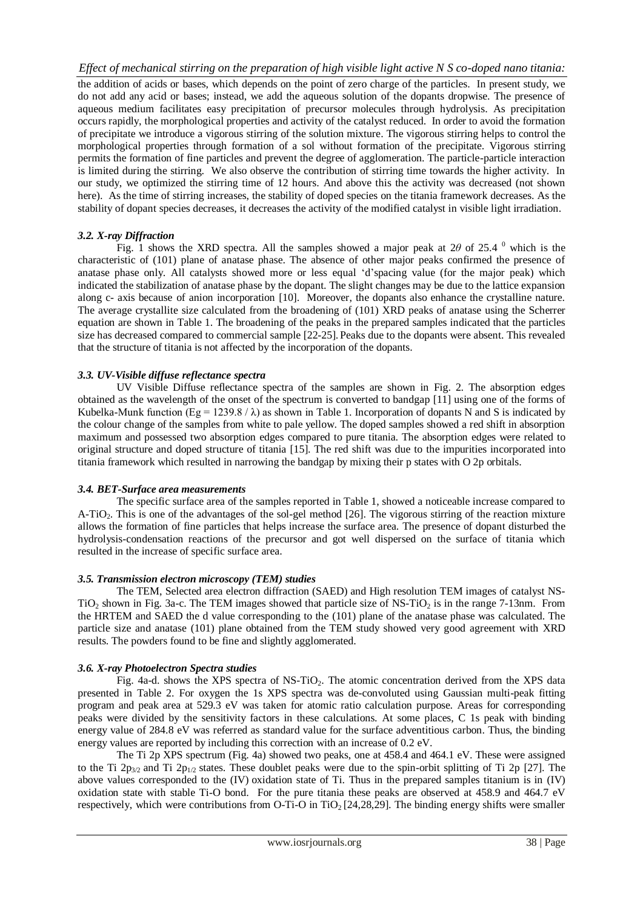the addition of acids or bases, which depends on the point of zero charge of the particles. In present study, we do not add any acid or bases; instead, we add the aqueous solution of the dopants dropwise. The presence of aqueous medium facilitates easy precipitation of precursor molecules through hydrolysis. As precipitation occurs rapidly, the morphological properties and activity of the catalyst reduced. In order to avoid the formation of precipitate we introduce a vigorous stirring of the solution mixture. The vigorous stirring helps to control the morphological properties through formation of a sol without formation of the precipitate. Vigorous stirring permits the formation of fine particles and prevent the degree of agglomeration. The particle-particle interaction is limited during the stirring. We also observe the contribution of stirring time towards the higher activity. In our study, we optimized the stirring time of 12 hours. And above this the activity was decreased (not shown here). As the time of stirring increases, the stability of doped species on the titania framework decreases. As the stability of dopant species decreases, it decreases the activity of the modified catalyst in visible light irradiation.

### *3.2. X-ray Diffraction*

Fig. 1 shows the XRD spectra. All the samples showed a major peak at $2\theta$ of 25.4 $^0$ which is the characteristic of (101) plane of anatase phase. The absence of other major peaks confirmed the presence of anatase phase only. All catalysts showed more or less equal 'd'spacing value (for the major peak) which indicated the stabilization of anatase phase by the dopant. The slight changes may be due to the lattice expansion along c- axis because of anion incorporation [10]. Moreover, the dopants also enhance the crystalline nature. The average crystallite size calculated from the broadening of (101) XRD peaks of anatase using the Scherrer equation are shown in Table 1. The broadening of the peaks in the prepared samples indicated that the particles size has decreased compared to commercial sample [22-25]. Peaks due to the dopants were absent. This revealed that the structure of titania is not affected by the incorporation of the dopants.

### *3.3. UV-Visible diffuse reflectance spectra*

UV Visible Diffuse reflectance spectra of the samples are shown in Fig. 2. The absorption edges obtained as the wavelength of the onset of the spectrum is converted to bandgap [11] using one of the forms of Kubelka-Munk function ($E_g = 1239.8 / \lambda$) as shown in Table 1. Incorporation of dopants N and S is indicated by the colour change of the samples from white to pale yellow. The doped samples showed a red shift in absorption maximum and possessed two absorption edges compared to pure titania. The absorption edges were related to original structure and doped structure of titania [15]. The red shift was due to the impurities incorporated into titania framework which resulted in narrowing the bandgap by mixing their p states with O 2p orbitals.

### *3.4. BET-Surface area measurements*

The specific surface area of the samples reported in Table 1, showed a noticeable increase compared to A-$TiO_2$. This is one of the advantages of the sol-gel method [26]. The vigorous stirring of the reaction mixture allows the formation of fine particles that helps increase the surface area. The presence of dopant disturbed the hydrolysis-condensation reactions of the precursor and got well dispersed on the surface of titania which resulted in the increase of specific surface area.

### *3.5. Transmission electron microscopy (TEM) studies*

The TEM, Selected area electron diffraction (SAED) and High resolution TEM images of catalyst NS-$TiO_2$ shown in Fig. 3a-c. The TEM images showed that particle size of NS-$TiO_2$ is in the range 7-13nm. From the HRTEM and SAED the d value corresponding to the (101) plane of the anatase phase was calculated. The particle size and anatase (101) plane obtained from the TEM study showed very good agreement with XRD results. The powders found to be fine and slightly agglomerated.

### *3.6. X-ray Photoelectron Spectra studies*

Fig. 4a-d. shows the XPS spectra of NS-$TiO_2$. The atomic concentration derived from the XPS data presented in Table 2. For oxygen the 1s XPS spectra was de-convoluted using Gaussian multi-peak fitting program and peak area at 529.3 eV was taken for atomic ratio calculation purpose. Areas for corresponding peaks were divided by the sensitivity factors in these calculations. At some places, C 1s peak with binding energy value of 284.8 eV was referred as standard value for the surface adventitious carbon. Thus, the binding energy values are reported by including this correction with an increase of 0.2 eV.

The Ti 2p XPS spectrum (Fig. 4a) showed two peaks, one at 458.4 and 464.1 eV. These were assigned to the Ti $2p_{3/2}$ and Ti $2p_{1/2}$ states. These doublet peaks were due to the spin-orbit splitting of Ti 2p [27]. The above values corresponded to the (IV) oxidation state of Ti. Thus in the prepared samples titanium is in (IV) oxidation state with stable Ti-O bond. For the pure titania these peaks are observed at 458.9 and 464.7 eV respectively, which were contributions from O-Ti-O in $TiO_2$ [24,28,29]. The binding energy shifts were smaller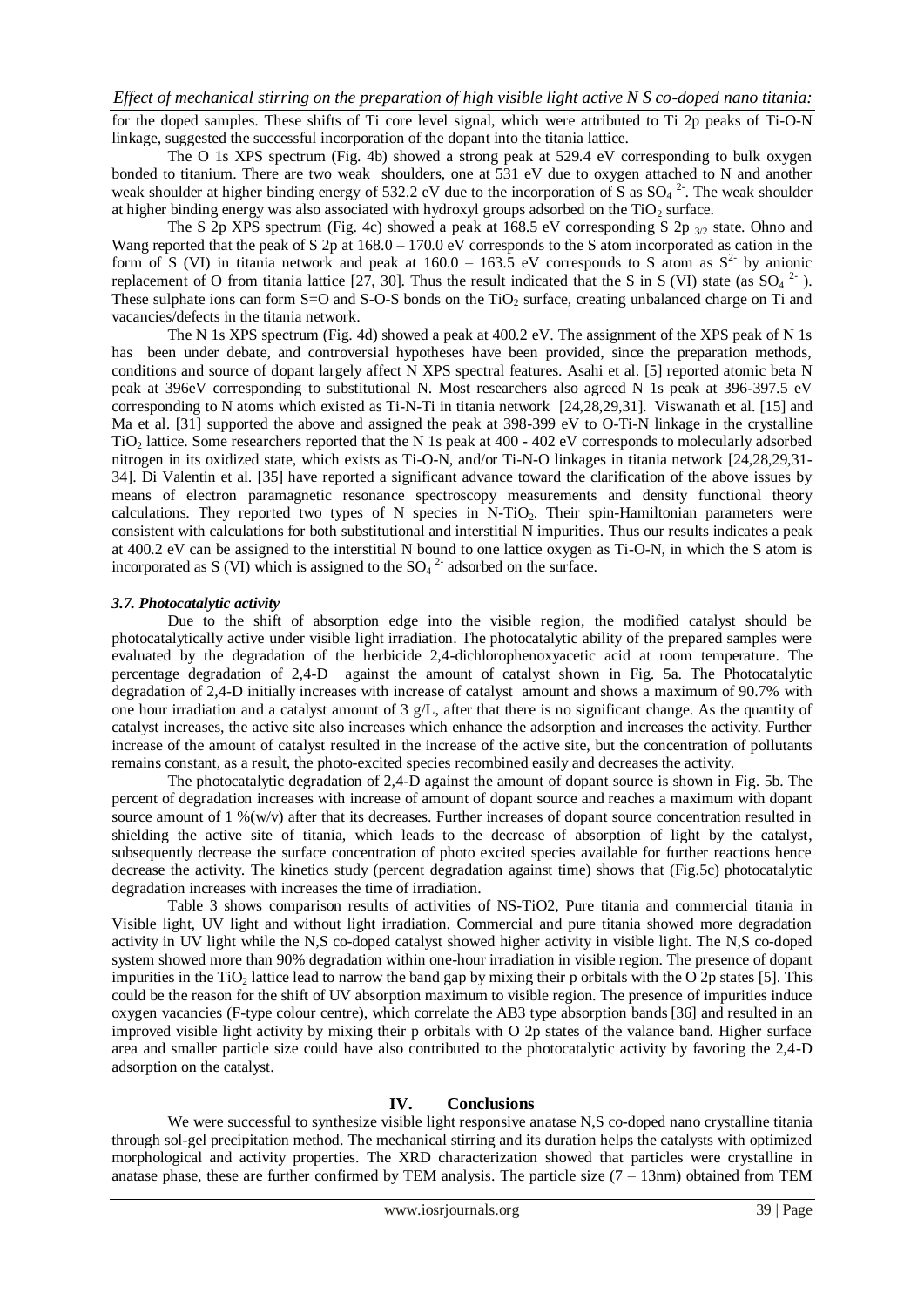for the doped samples. These shifts of Ti core level signal, which were attributed to Ti 2p peaks of Ti-O-N linkage, suggested the successful incorporation of the dopant into the titania lattice.

The O 1s XPS spectrum (Fig. 4b) showed a strong peak at 529.4 eV corresponding to bulk oxygen bonded to titanium. There are two weak shoulders, one at 531 eV due to oxygen attached to N and another weak shoulder at higher binding energy of 532.2 eV due to the incorporation of S as $SO_4^{2-}$. The weak shoulder at higher binding energy was also associated with hydroxyl groups adsorbed on the $TiO_2$ surface.

The S 2p XPS spectrum (Fig. 4c) showed a peak at 168.5 eV corresponding S 2p $_{3/2}$ state. Ohno and Wang reported that the peak of S 2p at 168.0 – 170.0 eV corresponds to the S atom incorporated as cation in the form of S (VI) in titania network and peak at 160.0 – 163.5 eV corresponds to S atom as $S^{2-}$ by anionic replacement of O from titania lattice [27, 30]. Thus the result indicated that the S in S (VI) state (as $SO_4^{2-}$). These sulphate ions can form S=O and S-O-S bonds on the $TiO_2$ surface, creating unbalanced charge on Ti and vacancies/defects in the titania network.

The N 1s XPS spectrum (Fig. 4d) showed a peak at 400.2 eV. The assignment of the XPS peak of N 1s has been under debate, and controversial hypotheses have been provided, since the preparation methods, conditions and source of dopant largely affect N XPS spectral features. Asahi et al. [5] reported atomic beta N peak at 396eV corresponding to substitutional N. Most researchers also agreed N 1s peak at 396-397.5 eV corresponding to N atoms which existed as Ti-N-Ti in titania network [24,28,29,31]. Viswanath et al. [15] and Ma et al. [31] supported the above and assigned the peak at 398-399 eV to O-Ti-N linkage in the crystalline $TiO_2$ lattice. Some researchers reported that the N 1s peak at 400 - 402 eV corresponds to molecularly adsorbed nitrogen in its oxidized state, which exists as Ti-O-N, and/or Ti-N-O linkages in titania network [24,28,29,31-34]. Di Valentin et al. [35] have reported a significant advance toward the clarification of the above issues by means of electron paramagnetic resonance spectroscopy measurements and density functional theory calculations. They reported two types of N species in N-$TiO_2$. Their spin-Hamiltonian parameters were consistent with calculations for both substitutional and interstitial N impurities. Thus our results indicates a peak at 400.2 eV can be assigned to the interstitial N bound to one lattice oxygen as Ti-O-N, in which the S atom is incorporated as S (VI) which is assigned to the $SO_4^{2-}$ adsorbed on the surface.

### *3.7. Photocatalytic activity*

Due to the shift of absorption edge into the visible region, the modified catalyst should be photocatalytically active under visible light irradiation. The photocatalytic ability of the prepared samples were evaluated by the degradation of the herbicide 2,4-dichlorophenoxyacetic acid at room temperature. The percentage degradation of 2,4-D against the amount of catalyst shown in Fig. 5a. The Photocatalytic degradation of 2,4-D initially increases with increase of catalyst amount and shows a maximum of 90.7% with one hour irradiation and a catalyst amount of 3 g/L, after that there is no significant change. As the quantity of catalyst increases, the active site also increases which enhance the adsorption and increases the activity. Further increase of the amount of catalyst resulted in the increase of the active site, but the concentration of pollutants remains constant, as a result, the photo-excited species recombined easily and decreases the activity.

The photocatalytic degradation of 2,4-D against the amount of dopant source is shown in Fig. 5b. The percent of degradation increases with increase of amount of dopant source and reaches a maximum with dopant source amount of 1 %(w/v) after that its decreases. Further increases of dopant source concentration resulted in shielding the active site of titania, which leads to the decrease of absorption of light by the catalyst, subsequently decrease the surface concentration of photo excited species available for further reactions hence decrease the activity. The kinetics study (percent degradation against time) shows that (Fig.5c) photocatalytic degradation increases with increases the time of irradiation.

Table 3 shows comparison results of activities of NS-TiO2, Pure titania and commercial titania in Visible light, UV light and without light irradiation. Commercial and pure titania showed more degradation activity in UV light while the N,S co-doped catalyst showed higher activity in visible light. The N,S co-doped system showed more than 90% degradation within one-hour irradiation in visible region. The presence of dopant impurities in the $TiO_2$ lattice lead to narrow the band gap by mixing their p orbitals with the O 2p states [5]. This could be the reason for the shift of UV absorption maximum to visible region. The presence of impurities induce oxygen vacancies (F-type colour centre), which correlate the AB3 type absorption bands [36] and resulted in an improved visible light activity by mixing their p orbitals with O 2p states of the valance band. Higher surface area and smaller particle size could have also contributed to the photocatalytic activity by favoring the 2,4-D adsorption on the catalyst.

## IV. Conclusions

We were successful to synthesize visible light responsive anatase N,S co-doped nano crystalline titania through sol-gel precipitation method. The mechanical stirring and its duration helps the catalysts with optimized morphological and activity properties. The XRD characterization showed that particles were crystalline in anatase phase, these are further confirmed by TEM analysis. The particle size (7 – 13nm) obtained from TEM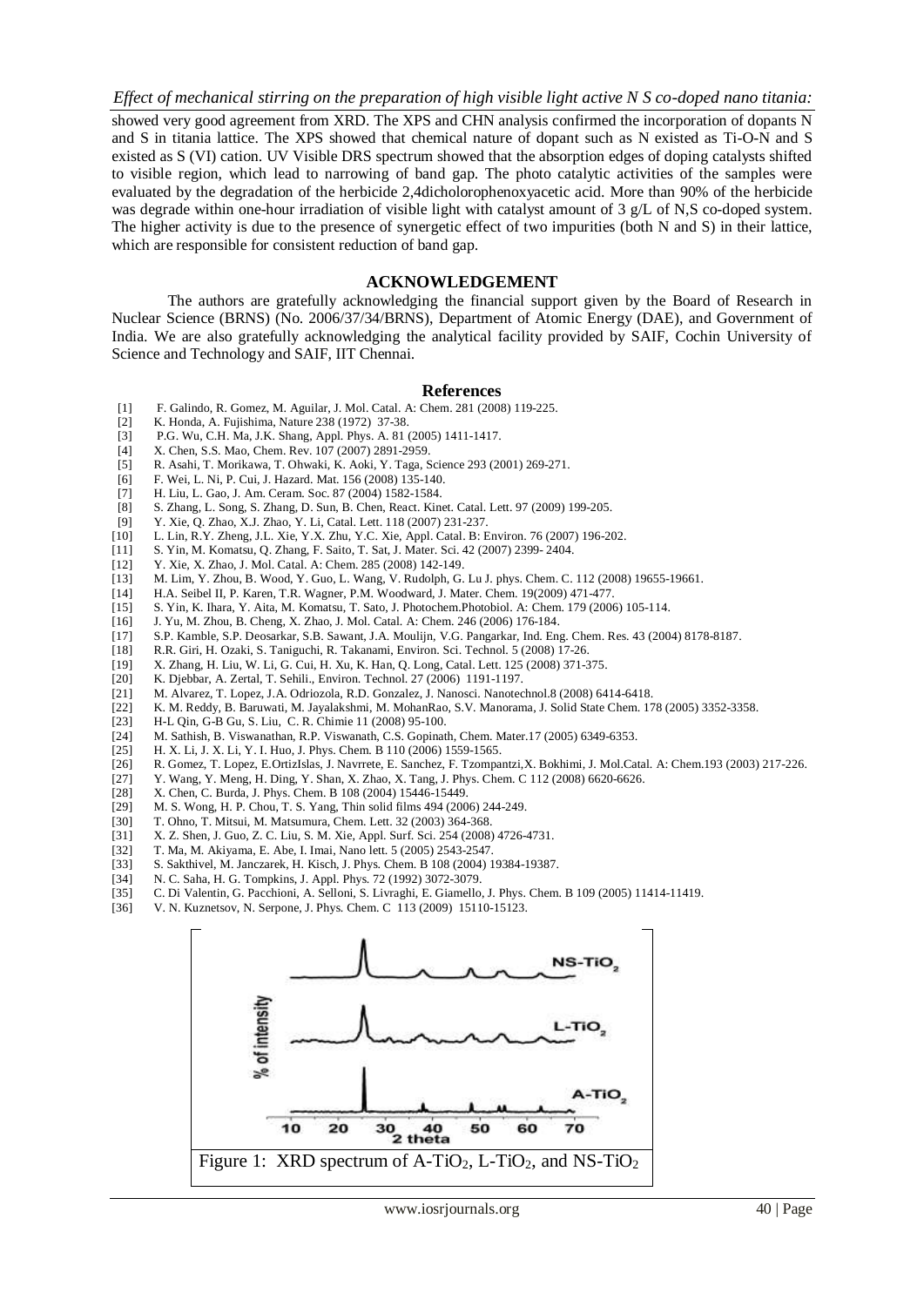showed very good agreement from XRD. The XPS and CHN analysis confirmed the incorporation of dopants N and S in titania lattice. The XPS showed that chemical nature of dopant such as N existed as Ti-O-N and S existed as S (VI) cation. UV Visible DRS spectrum showed that the absorption edges of doping catalysts shifted to visible region, which lead to narrowing of band gap. The photo catalytic activities of the samples were evaluated by the degradation of the herbicide 2,4dicholorophenoxyacetic acid. More than 90% of the herbicide was degrade within one-hour irradiation of visible light with catalyst amount of 3 g/L of N,S co-doped system. The higher activity is due to the presence of synergetic effect of two impurities (both N and S) in their lattice, which are responsible for consistent reduction of band gap.

## ACKNOWLEDGEMENT

The authors are gratefully acknowledging the financial support given by the Board of Research in Nuclear Science (BRNS) (No. 2006/37/34/BRNS), Department of Atomic Energy (DAE), and Government of India. We are also gratefully acknowledging the analytical facility provided by SAIF, Cochin University of Science and Technology and SAIF, IIT Chennai.

## References

[1] F. Galindo, R. Gomez, M. Aguilar, J. Mol. Catal. A: Chem. 281 (2008) 119-225.
[2] K. Honda, A. Fujishima, Nature 238 (1972) 37-38.
[3] P.G. Wu, C.H. Ma, J.K. Shang, Appl. Phys. A. 81 (2005) 1411-1417.
[4] X. Chen, S.S. Mao, Chem. Rev. 107 (2007) 2891-2959.
[5] R. Asahi, T. Morikawa, T. Ohwaki, K. Aoki, Y. Taga, Science 293 (2001) 269-271.
[6] F. Wei, L. Ni, P. Cui, J. Hazard. Mat. 156 (2008) 135-140.
[7] H. Liu, L. Gao, J. Am. Ceram. Soc. 87 (2004) 1582-1584.
[8] S. Zhang, L. Song, S. Zhang, D. Sun, B. Chen, React. Kinet. Catal. Lett. 97 (2009) 199-205.
[9] Y. Xie, Q. Zhao, X.J. Zhao, Y. Li, Catal. Lett. 118 (2007) 231-237.
[10] L. Lin, R.Y. Zheng, J.L. Xie, Y.X. Zhu, Y.C. Xie, Appl. Catal. B: Environ. 76 (2007) 196-202.
[11] S. Yin, M. Komatsu, Q. Zhang, F. Saito, T. Sat, J. Mater. Sci. 42 (2007) 2399- 2404.
[12] Y. Xie, X. Zhao, J. Mol. Catal. A: Chem. 285 (2008) 142-149.
[13] M. Lim, Y. Zhou, B. Wood, Y. Guo, L. Wang, V. Rudolph, G. Lu J. phys. Chem. C. 112 (2008) 19655-19661.
[14] H.A. Seibel II, P. Karen, T.R. Wagner, P.M. Woodward, J. Mater. Chem. 19(2009) 471-477.
[15] S. Yin, K. Ihara, Y. Aita, M. Komatsu, T. Sato, J. Photochem.Photobiol. A: Chem. 179 (2006) 105-114.
[16] J. Yu, M. Zhou, B. Cheng, X. Zhao, J. Mol. Catal. A: Chem. 246 (2006) 176-184.
[17] S.P. Kamble, S.P. Deosarkar, S.B. Sawant, J.A. Moulijn, V.G. Pangarkar, Ind. Eng. Chem. Res. 43 (2004) 8178-8187.
[18] R.R. Giri, H. Ozaki, S. Taniguchi, R. Takanami, Environ. Sci. Technol. 5 (2008) 17-26.
[19] X. Zhang, H. Liu, W. Li, G. Cui, H. Xu, K. Han, Q. Long, Catal. Lett. 125 (2008) 371-375.
[20] K. Djebbar, A. Zertal, T. Sehili., Environ. Technol. 27 (2006) 1191-1197.
[21] M. Alvarez, T. Lopez, J.A. Odriozola, R.D. Gonzalez, J. Nanosci. Nanotechnol.8 (2008) 6414-6418.
[22] K. M. Reddy, B. Baruwati, M. Jayalakshmi, M. MohanRao, S.V. Manorama, J. Solid State Chem. 178 (2005) 3352-3358.
[23] H-L Qin, G-B Gu, S. Liu, C. R. Chimie 11 (2008) 95-100.
[24] M. Sathish, B. Viswanathan, R.P. Viswanath, C.S. Gopinath, Chem. Mater.17 (2005) 6349-6353.
[25] H. X. Li, J. X. Li, Y. I. Huo, J. Phys. Chem. B 110 (2006) 1559-1565.
[26] R. Gomez, T. Lopez, E.OrtizIslas, J. Navrrete, E. Sanchez, F. Tzompantzi,X. Bokhimi, J. Mol.Catal. A: Chem.193 (2003) 217-226.
[27] Y. Wang, Y. Meng, H. Ding, Y. Shan, X. Zhao, X. Tang, J. Phys. Chem. C 112 (2008) 6620-6626.
[28] X. Chen, C. Burda, J. Phys. Chem. B 108 (2004) 15446-15449.
[29] M. S. Wong, H. P. Chou, T. S. Yang, Thin solid films 494 (2006) 244-249.
[30] T. Ohno, T. Mitsui, M. Matsumura, Chem. Lett. 32 (2003) 364-368.
[31] X. Z. Shen, J. Guo, Z. C. Liu, S. M. Xie, Appl. Surf. Sci. 254 (2008) 4726-4731.
[32] T. Ma, M. Akiyama, E. Abe, I. Imai, Nano lett. 5 (2005) 2543-2547.
[33] S. Sakthivel, M. Janczarek, H. Kisch, J. Phys. Chem. B 108 (2004) 19384-19387.
[34] N. C. Saha, H. G. Tompkins, J. Appl. Phys. 72 (1992) 3072-3079.
[35] C. Di Valentin, G. Pacchioni, A. Selloni, S. Livraghi, E. Giamello, J. Phys. Chem. B 109 (2005) 11414-11419.
[36] V. N. Kuznetsov, N. Serpone, J. Phys. Chem. C 113 (2009) 15110-15123.

Figure 1: XRD spectrum of A-$TiO_2$, L-$TiO_2$, and NS-$TiO_2$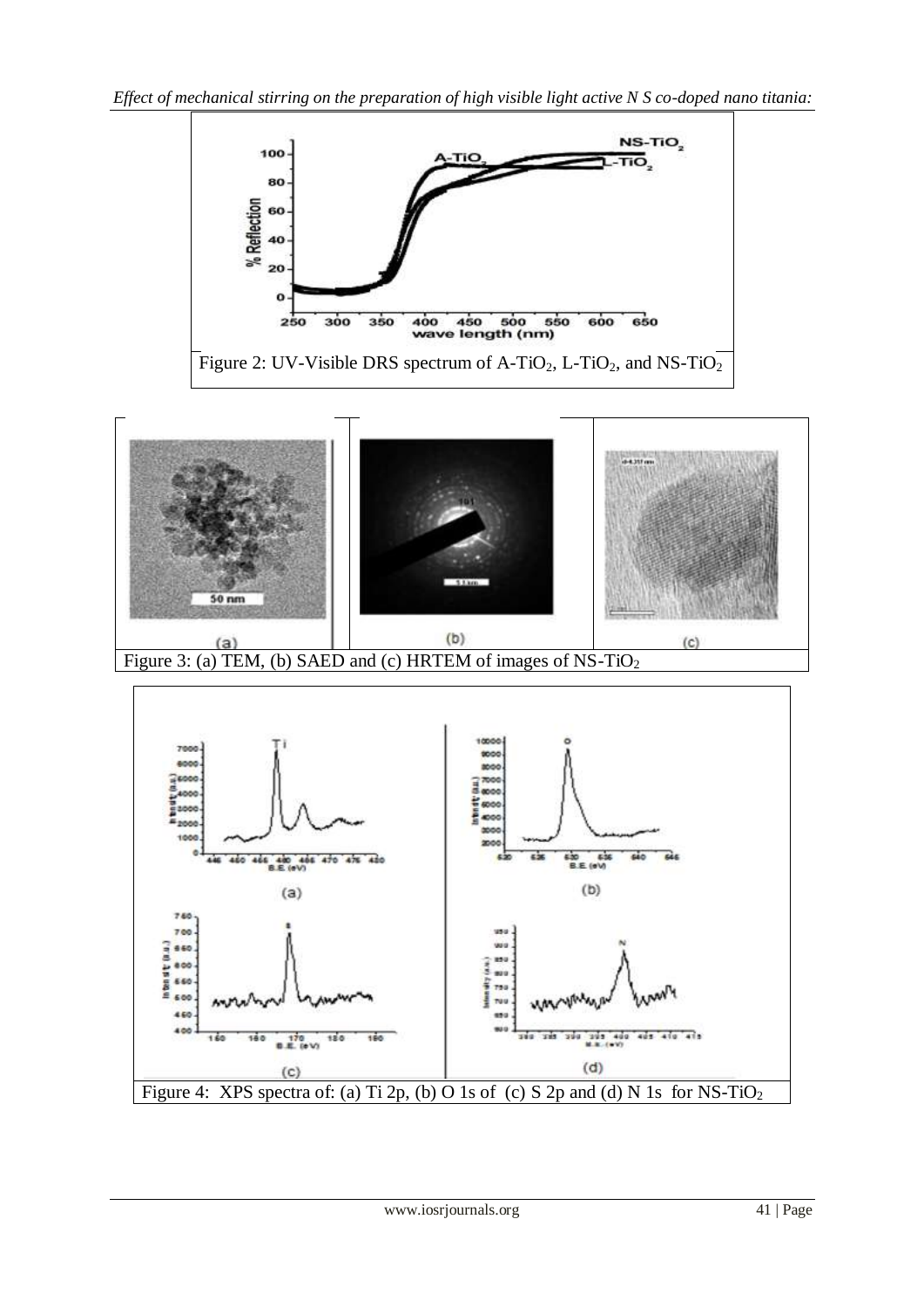Figure 2: UV-Visible DRS spectrum of $A\text{-}TiO_2$, $L\text{-}TiO_2$, and $NS\text{-}TiO_2$

Figure 3: (a) TEM, (b) SAED and (c) HRTEM of images of $NS\text{-}TiO_2$

Figure 4: XPS spectra of: (a) Ti 2p, (b) O 1s of (c) S 2p and (d) N 1s for $NS\text{-}TiO_2$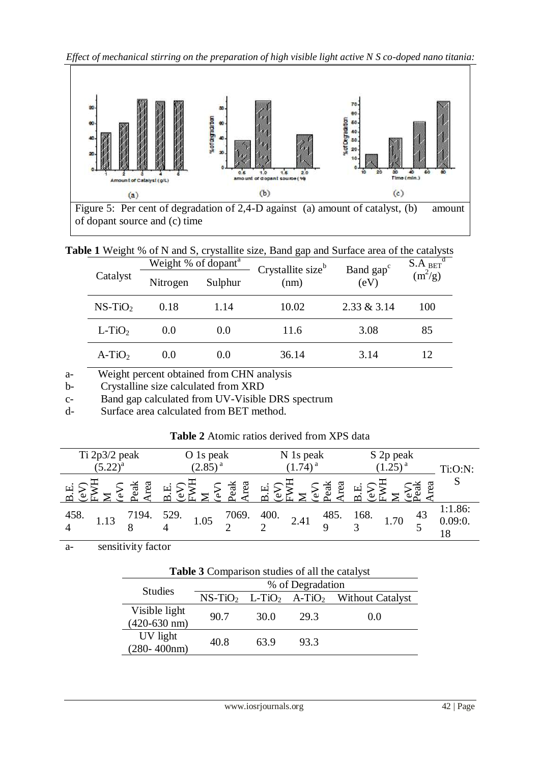Amount of Catalyst (g/L)

(a)

% of Degradation

amount of dopant source (%)

(b)

% of Degradation

Time (min.)

(c)

Figure 5: Per cent of degradation of 2,4-D against (a) amount of catalyst, (b) amount of dopant source and (c) time

**Table 1** Weight % of N and S, crystallite size, Band gap and Surface area of the catalysts

| Catalyst | Weight % of dopant[a] | | Crystallite size[b] (nm) | Band gap[c] (eV) | $S.A_{BET}$[d] ($m^2/g$) |
|---|---|---|---|---|---|
| | Nitrogen | Sulphur | | | |
| $NS\text{-}TiO_2$ | 0.18 | 1.14 | 10.02 | 2.33 & 3.14 | 100 |
| $L\text{-}TiO_2$ | 0.0 | 0.0 | 11.6 | 3.08 | 85 |
| $A\text{-}TiO_2$ | 0.0 | 0.0 | 36.14 | 3.14 | 12 |

a- Weight percent obtained from CHN analysis
b- Crystalline size calculated from XRD
c- Band gap calculated from UV-Visible DRS spectrum
d- Surface area calculated from BET method.

**Table 2** Atomic ratios derived from XPS data

| Ti 2p3/2 peak (5.22)[a] | | | O 1s peak (2.85)[a] | | | N 1s peak (1.74)[a] | | | S 2p peak (1.25)[a] | | | Ti:O:N:S |
|---|---|---|---|---|---|---|---|---|---|---|---|---|
| B.E. (eV) | FWHM (eV) | Peak Area | B.E. (eV) | FWHM (eV) | Peak Area | B.E. (eV) | FWHM (eV) | Peak Area | B.E. (eV) | FWHM (eV) | Peak Area | |
| 458.4 | 1.13 | 7194.8 | 529.4 | 1.05 | 7069.2 | 400.2 | 2.41 | 485.9 | 168.3 | 1.70 | 435 | 1:1.86:0.09:0.18 |

a- sensitivity factor

**Table 3** Comparison studies of all the catalyst

| Studies | % of Degradation | | | |
|---|---|---|---|---|
| | $NS\text{-}TiO_2$ | $L\text{-}TiO_2$ | $A\text{-}TiO_2$ | Without Catalyst |
| Visible light (420-630 nm) | 90.7 | 30.0 | 29.3 | 0.0 |
| UV light (280- 400nm) | 40.8 | 63.9 | 93.3 | |